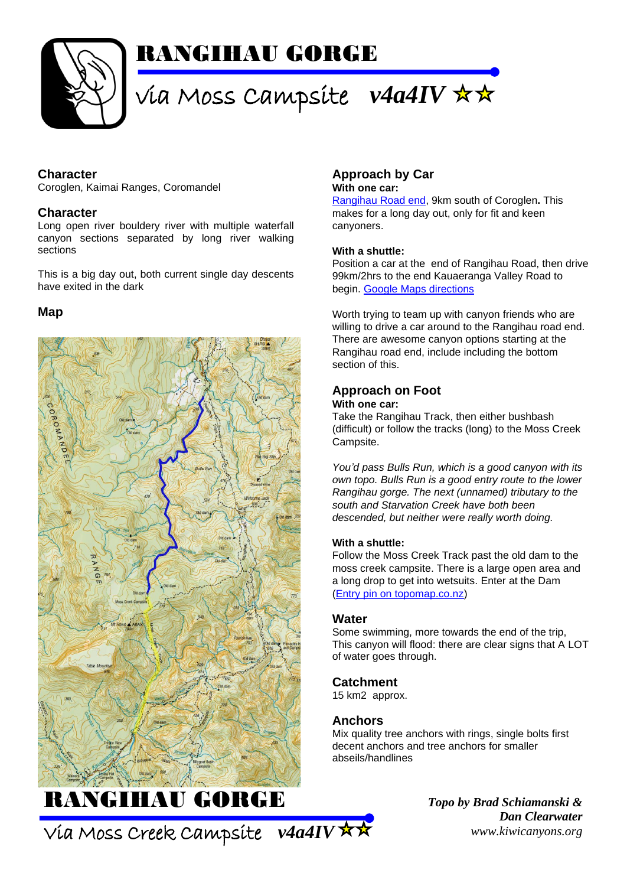# RANGIHAU GORGE

## via Moss Campsite *v4a4IV* ☆☆

### Character
Coroglen, Kaimai Ranges, Coromandel

### Character
Long open river bouldery river with multiple waterfall canyon sections separated by long river walking sections

This is a big day out, both current single day descents have exited in the dark

### Map

### Approach by Car
**With one car:**
Rangihau Road end, 9km south of Coroglen**.** This makes for a long day out, only for fit and keen canyoners.

**With a shuttle:**
Position a car at the end of Rangihau Road, then drive 99km/2hrs to the end Kauaeranga Valley Road to begin. Google Maps directions

Worth trying to team up with canyon friends who are willing to drive a car around to the Rangihau road end. There are awesome canyon options starting at the Rangihau road end, include including the bottom section of this.

### Approach on Foot
**With one car:**
Take the Rangihau Track, then either bushbash (difficult) or follow the tracks (long) to the Moss Creek Campsite.

*You'd pass Bulls Run, which is a good canyon with its own topo. Bulls Run is a good entry route to the lower Rangihau gorge. The next (unnamed) tributary to the south and Starvation Creek have both been descended, but neither were really worth doing.*

**With a shuttle:**
Follow the Moss Creek Track past the old dam to the moss creek campsite. There is a large open area and a long drop to get into wetsuits. Enter at the Dam (Entry pin on topomap.co.nz)

### Water
Some swimming, more towards the end of the trip, This canyon will flood: there are clear signs that A LOT of water goes through.

### Catchment
15 km2 approx.

### Anchors
Mix quality tree anchors with rings, single bolts first decent anchors and tree anchors for smaller abseils/handlines

# RANGIHAU GORGE

## Via Moss Creek Campsite *v4a4IV* ☆☆

***Topo by Brad Schiamanski & Dan Clearwater***
*www.kiwicanyons.org*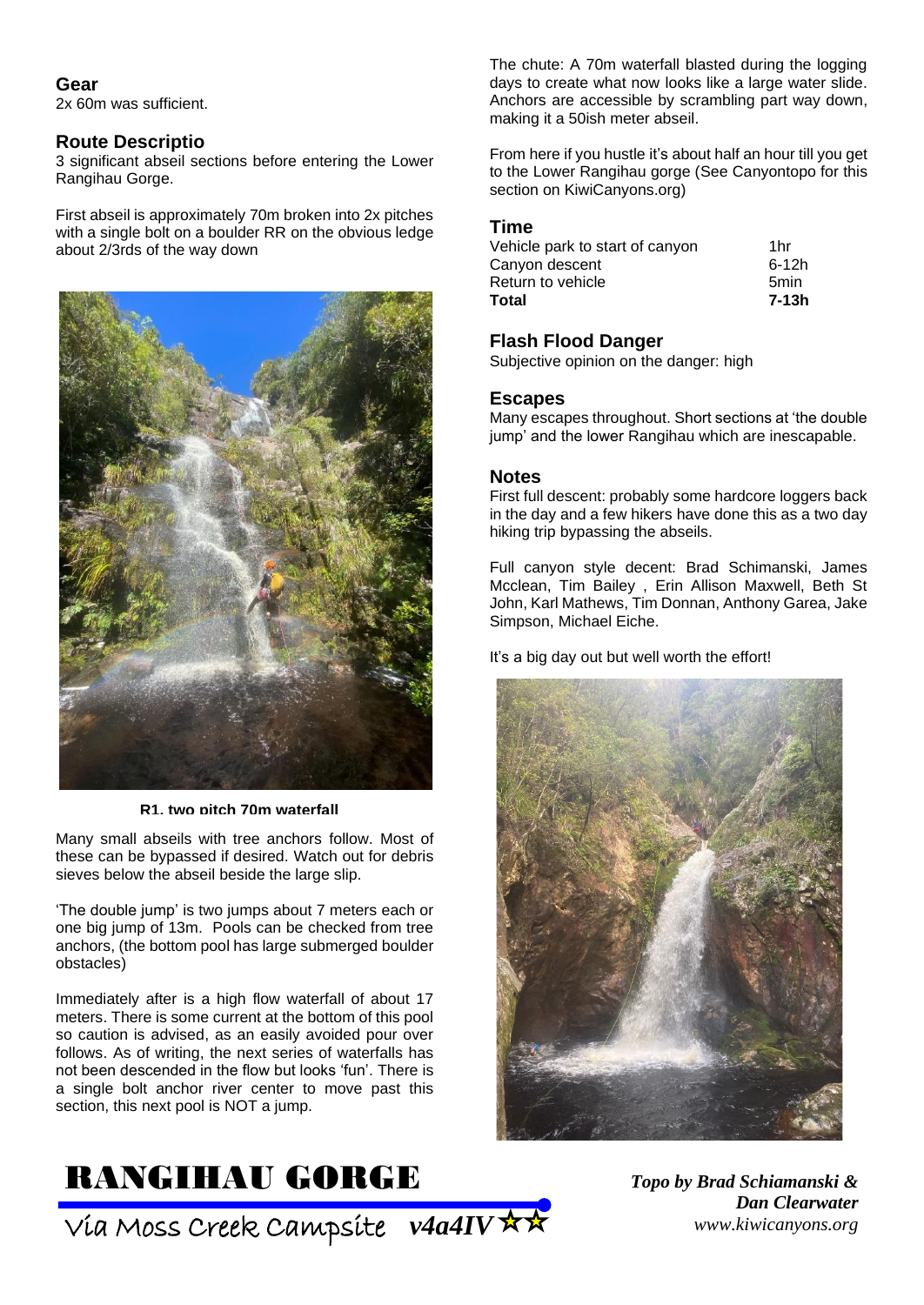### Gear

2x 60m was sufficient.

### Route Descriptio

3 significant abseil sections before entering the Lower Rangihau Gorge.

First abseil is approximately 70m broken into 2x pitches with a single bolt on a boulder RR on the obvious ledge about 2/3rds of the way down

**R1, two pitch 70m waterfall**

Many small abseils with tree anchors follow. Most of these can be bypassed if desired. Watch out for debris sieves below the abseil beside the large slip.

'The double jump' is two jumps about 7 meters each or one big jump of 13m. Pools can be checked from tree anchors, (the bottom pool has large submerged boulder obstacles)

Immediately after is a high flow waterfall of about 17 meters. There is some current at the bottom of this pool so caution is advised, as an easily avoided pour over follows. As of writing, the next series of waterfalls has not been descended in the flow but looks 'fun'. There is a single bolt anchor river center to move past this section, this next pool is NOT a jump.

The chute: A 70m waterfall blasted during the logging days to create what now looks like a large water slide. Anchors are accessible by scrambling part way down, making it a 50ish meter abseil.

From here if you hustle it's about half an hour till you get to the Lower Rangihau gorge (See Canyontopo for this section on KiwiCanyons.org)

### Time

| | |
|---|---|
| Vehicle park to start of canyon | 1hr |
| Canyon descent | 6-12h |
| Return to vehicle | 5min |
| **Total** | **7-13h** |

### Flash Flood Danger

Subjective opinion on the danger: high

### Escapes

Many escapes throughout. Short sections at 'the double jump' and the lower Rangihau which are inescapable.

### Notes

First full descent: probably some hardcore loggers back in the day and a few hikers have done this as a two day hiking trip bypassing the abseils.

Full canyon style decent: Brad Schimanski, James Mcclean, Tim Bailey , Erin Allison Maxwell, Beth St John, Karl Mathews, Tim Donnan, Anthony Garea, Jake Simpson, Michael Eiche.

It's a big day out but well worth the effort!

# RANGIHAU GORGE

Via Moss Creek Campsite ***v4a4IV*** ★★

*Topo by Brad Schiamanski & Dan Clearwater*
*www.kiwicanyons.org*